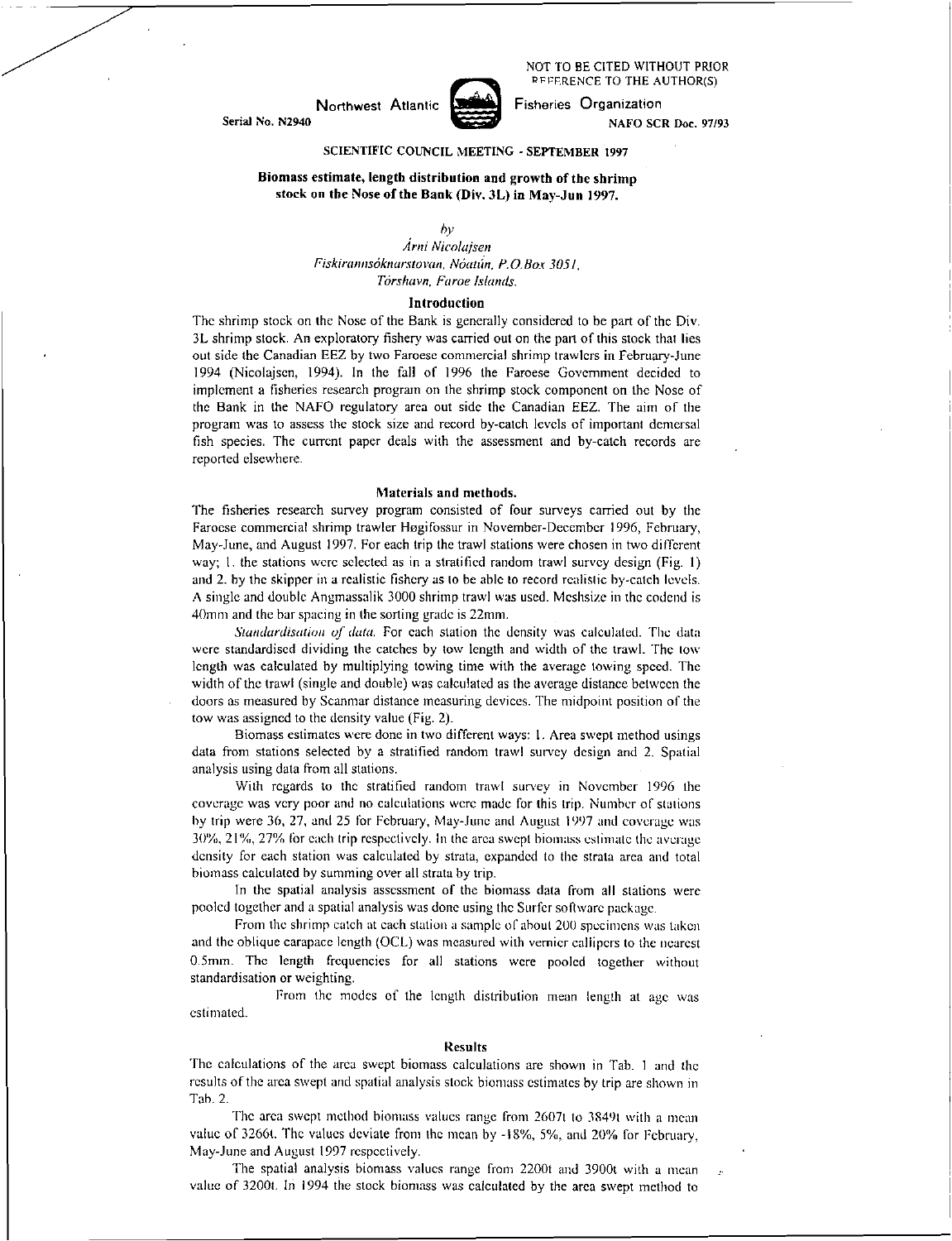NOT TO BE CITED WITHOUT PRIOR REFERENCE TO THE AUTHOR(S)

Northwest Atlantic Fisheries Organization

Serial No. N2940

NAFO SCR Doc. 97/93

SCIENTIFIC COUNCIL MEETING - SEPTEMBER 1997

# Biomass estimate, length distribution and growth of the shrimp stock on the Nose of the Bank (Div. 3L) in May-Jun 1997.

*by*

*Árni Nicolajsen*
*Fiskirannsóknarstovan, Nóatún, P.O.Box 3051,*
*Tórshavn, Faroe Islands.*

## Introduction

The shrimp stock on the Nose of the Bank is generally considered to be part of the Div. 3L shrimp stock. An exploratory fishery was carried out on the part of this stock that lies out side the Canadian EEZ by two Faroese commercial shrimp trawlers in February-June 1994 (Nicolajsen, 1994). In the fall of 1996 the Faroese Government decided to implement a fisheries research program on the shrimp stock component on the Nose of the Bank in the NAFO regulatory area out side the Canadian EEZ. The aim of the program was to assess the stock size and record by-catch levels of important demersal fish species. The current paper deals with the assessment and by-catch records are reported elsewhere.

## Materials and methods.

The fisheries research survey program consisted of four surveys carried out by the Faroese commercial shrimp trawler Høgifossur in November-December 1996, February, May-June, and August 1997. For each trip the trawl stations were chosen in two different way; 1. the stations were selected as in a stratified random trawl survey design (Fig. 1) and 2. by the skipper in a realistic fishery as to be able to record realistic by-catch levels. A single and double Angmassalik 3000 shrimp trawl was used. Meshsize in the codend is 40mm and the bar spacing in the sorting grade is 22mm.

*Standardisation of data.* For each station the density was calculated. The data were standardised dividing the catches by tow length and width of the trawl. The tow length was calculated by multiplying towing time with the average towing speed. The width of the trawl (single and double) was calculated as the average distance between the doors as measured by Scanmar distance measuring devices. The midpoint position of the tow was assigned to the density value (Fig. 2).

Biomass estimates were done in two different ways: 1. Area swept method usings data from stations selected by a stratified random trawl survey design and 2. Spatial analysis using data from all stations.

With regards to the stratified random trawl survey in November 1996 the coverage was very poor and no calculations were made for this trip. Number of stations by trip were 36, 27, and 25 for February, May-June and August 1997 and coverage was 30%, 21%, 27% for each trip respectively. In the area swept biomass estimate the average density for each station was calculated by strata, expanded to the strata area and total biomass calculated by summing over all strata by trip.

In the spatial analysis assessment of the biomass data from all stations were pooled together and a spatial analysis was done using the Surfer software package.

From the shrimp catch at each station a sample of about 200 specimens was taken and the oblique carapace length (OCL) was measured with vernier callipers to the nearest 0.5mm. The length frequencies for all stations were pooled together without standardisation or weighting.

From the modes of the length distribution mean length at age was estimated.

## Results

The calculations of the area swept biomass calculations are shown in Tab. 1 and the results of the area swept and spatial analysis stock biomass estimates by trip are shown in Tab. 2.

The area swept method biomass values range from 2607t to 3849t with a mean value of 3266t. The values deviate from the mean by -18%, 5%, and 20% for February, May-June and August 1997 respectively.

The spatial analysis biomass values range from 2200t and 3900t with a mean value of 3200t. In 1994 the stock biomass was calculated by the area swept method to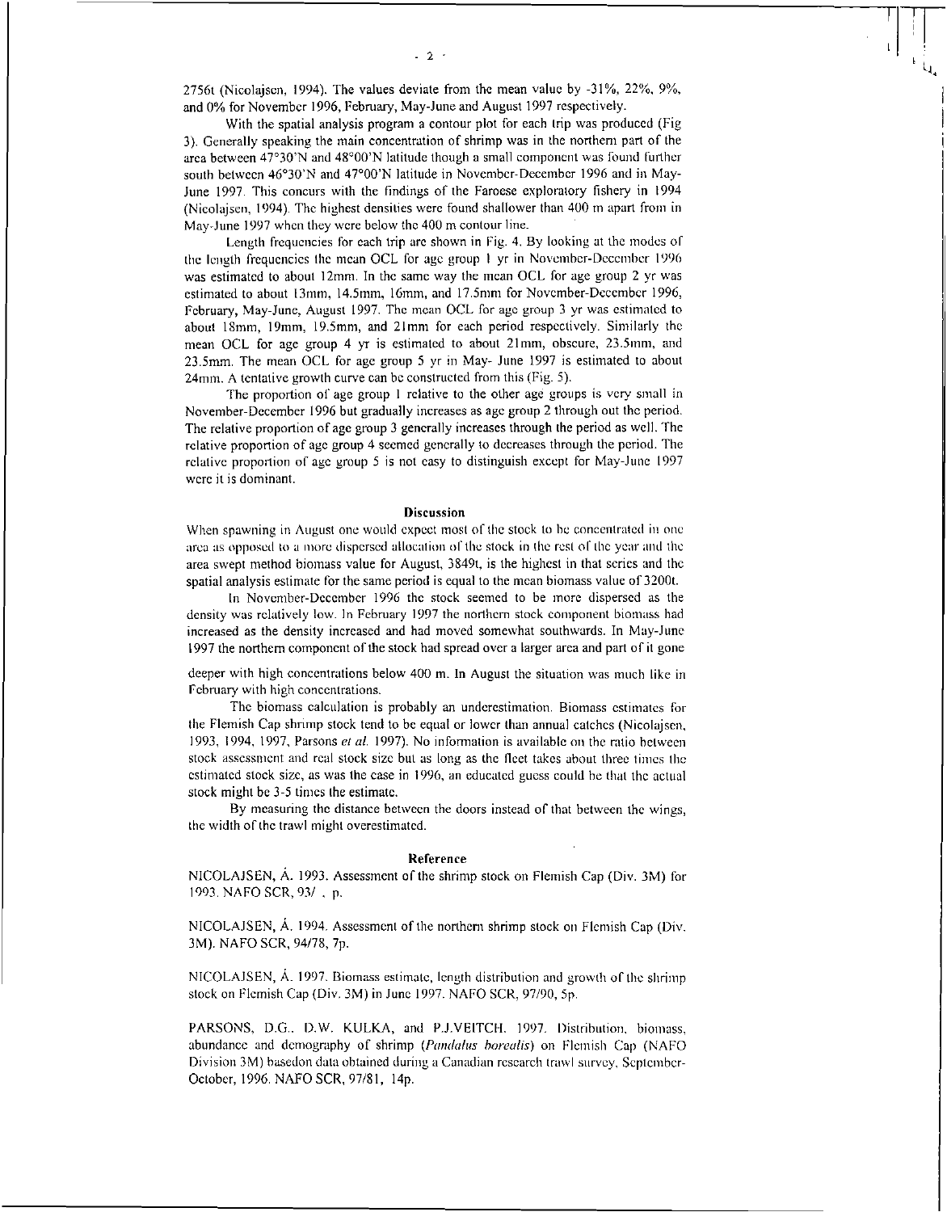2756t (Nicolajsen, 1994). The values deviate from the mean value by -31%, 22%, 9%, and 0% for November 1996, February, May-June and August 1997 respectively.

With the spatial analysis program a contour plot for each trip was produced (Fig 3). Generally speaking the main concentration of shrimp was in the northern part of the area between 47°30'N and 48°00'N latitude though a small component was found further south between 46°30'N and 47°00'N latitude in November-December 1996 and in May-June 1997. This concurs with the findings of the Faroese exploratory fishery in 1994 (Nicolajsen, 1994). The highest densities were found shallower than 400 m apart from in May-June 1997 when they were below the 400 m contour line.

Length frequencies for each trip are shown in Fig. 4. By looking at the modes of the length frequencies the mean OCL for age group 1 yr in November-December 1996 was estimated to about 12mm. In the same way the mean OCL for age group 2 yr was estimated to about 13mm, 14.5mm, 16mm, and 17.5mm for November-December 1996, February, May-June, August 1997. The mean OCL for age group 3 yr was estimated to about 18mm, 19mm, 19.5mm, and 21mm for each period respectively. Similarly the mean OCL for age group 4 yr is estimated to about 21mm, obscure, 23.5mm, and 23.5mm. The mean OCL for age group 5 yr in May- June 1997 is estimated to about 24mm. A tentative growth curve can be constructed from this (Fig. 5).

The proportion of age group 1 relative to the other age groups is very small in November-December 1996 but gradually increases as age group 2 through out the period. The relative proportion of age group 3 generally increases through the period as well. The relative proportion of age group 4 seemed generally to decreases through the period. The relative proportion of age group 5 is not easy to distinguish except for May-June 1997 were it is dominant.

## Discussion

When spawning in August one would expect most of the stock to be concentrated in one area as opposed to a more dispersed allocation of the stock in the rest of the year and the area swept method biomass value for August, 3849t, is the highest in that series and the spatial analysis estimate for the same period is equal to the mean biomass value of 3200t.

In November-December 1996 the stock seemed to be more dispersed as the density was relatively low. In February 1997 the northern stock component biomass had increased as the density increased and had moved somewhat southwards. In May-June 1997 the northern component of the stock had spread over a larger area and part of it gone deeper with high concentrations below 400 m. In August the situation was much like in February with high concentrations.

The biomass calculation is probably an underestimation. Biomass estimates for the Flemish Cap shrimp stock tend to be equal or lower than annual catches (Nicolajsen, 1993, 1994, 1997, Parsons *et al.* 1997). No information is available on the ratio between stock assessment and real stock size but as long as the fleet takes about three times the estimated stock size, as was the case in 1996, an educated guess could be that the actual stock might be 3-5 times the estimate.

By measuring the distance between the doors instead of that between the wings, the width of the trawl might overestimated.

## Reference

NICOLAJSEN, Á. 1993. Assessment of the shrimp stock on Flemish Cap (Div. 3M) for 1993. NAFO SCR, 93/ , p.

NICOLAJSEN, Á. 1994. Assessment of the northern shrimp stock on Flemish Cap (Div. 3M). NAFO SCR, 94/78, 7p.

NICOLAJSEN, Á. 1997. Biomass estimate, length distribution and growth of the shrimp stock on Flemish Cap (Div. 3M) in June 1997. NAFO SCR, 97/90, 5p.

PARSONS, D.G., D.W. KULKA, and P.J.VEITCH. 1997. Distribution, biomass, abundance and demography of shrimp (*Pandalus borealis*) on Flemish Cap (NAFO Division 3M) basedon data obtained during a Canadian research trawl survey, September-October, 1996. NAFO SCR, 97/81, 14p.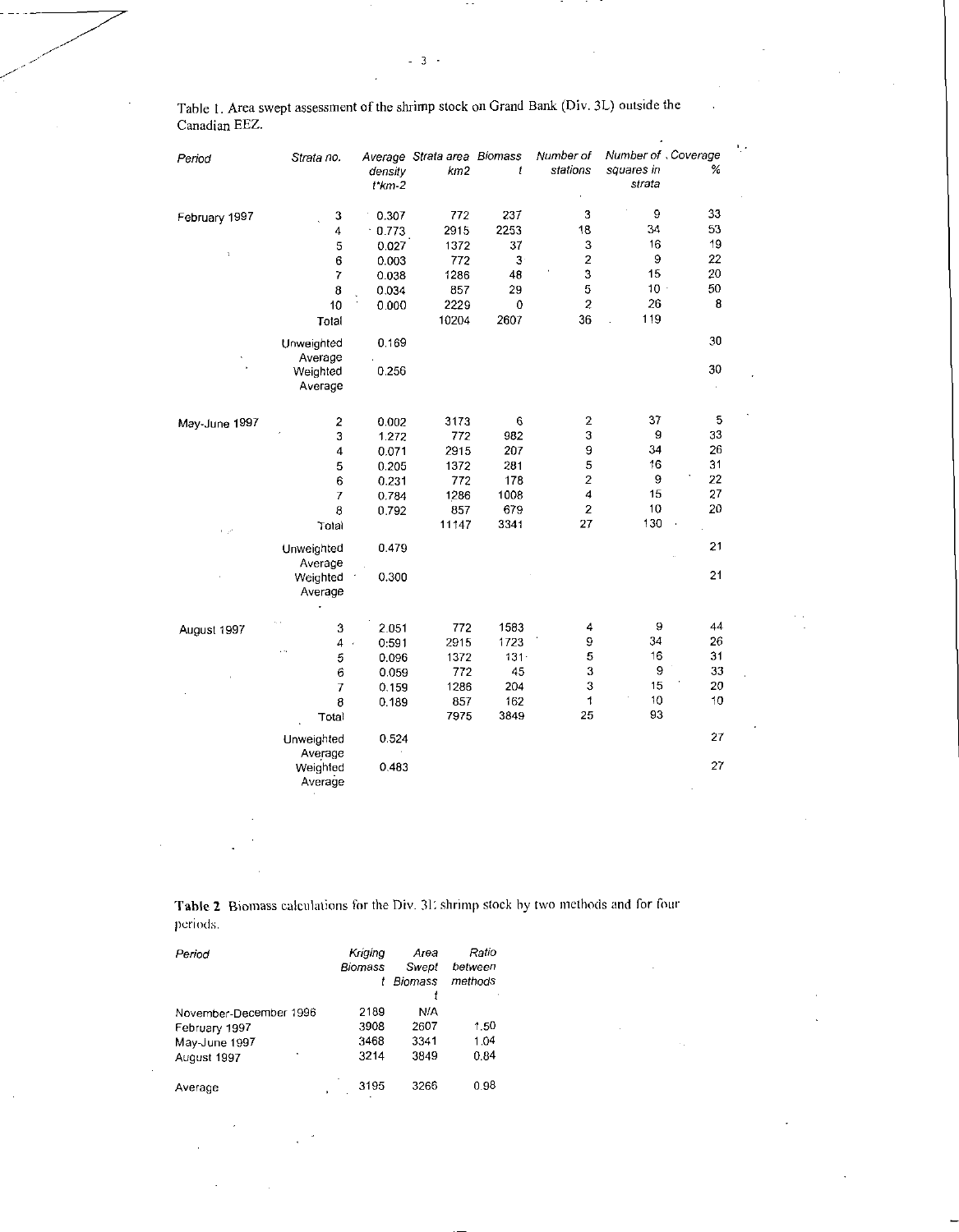Table 1. Area swept assessment of the shrimp stock on Grand Bank (Div. 3L) outside the Canadian EEZ.

| *Period* | *Strata no.* | *Average density t\*km-2* | *Strata area km2* | *Biomass t* | *Number of stations* | *Number of squares in strata* | *Coverage %* |
|---|---|---|---|---|---|---|---|
| February 1997 | 3 | 0.307 | 772 | 237 | 3 | 9 | 33 |
| | 4 | 0.773 | 2915 | 2253 | 18 | 34 | 53 |
| | 5 | 0.027 | 1372 | 37 | 3 | 16 | 19 |
| | 6 | 0.003 | 772 | 3 | 2 | 9 | 22 |
| | 7 | 0.038 | 1286 | 48 | 3 | 15 | 20 |
| | 8 | 0.034 | 857 | 29 | 5 | 10 | 50 |
| | 10 | 0.000 | 2229 | 0 | 2 | 26 | 8 |
| | Total | | 10204 | 2607 | 36 | 119 | |
| | Unweighted Average | 0.169 | | | | | 30 |
| | Weighted Average | 0.256 | | | | | 30 |
| May-June 1997 | 2 | 0.002 | 3173 | 6 | 2 | 37 | 5 |
| | 3 | 1.272 | 772 | 982 | 3 | 9 | 33 |
| | 4 | 0.071 | 2915 | 207 | 9 | 34 | 26 |
| | 5 | 0.205 | 1372 | 281 | 5 | 16 | 31 |
| | 6 | 0.231 | 772 | 178 | 2 | 9 | 22 |
| | 7 | 0.784 | 1286 | 1008 | 4 | 15 | 27 |
| | 8 | 0.792 | 857 | 679 | 2 | 10 | 20 |
| | Total | | 11147 | 3341 | 27 | 130 | |
| | Unweighted Average | 0.479 | | | | | 21 |
| | Weighted Average | 0.300 | | | | | 21 |
| August 1997 | 3 | 2.051 | 772 | 1583 | 4 | 9 | 44 |
| | 4 | 0.591 | 2915 | 1723 | 9 | 34 | 26 |
| | 5 | 0.096 | 1372 | 131 | 5 | 16 | 31 |
| | 6 | 0.059 | 772 | 45 | 3 | 9 | 33 |
| | 7 | 0.159 | 1286 | 204 | 3 | 15 | 20 |
| | 8 | 0.189 | 857 | 162 | 1 | 10 | 10 |
| | Total | | 7975 | 3849 | 25 | 93 | |
| | Unweighted Average | 0.524 | | | | | 27 |
| | Weighted Average | 0.483 | | | | | 27 |

**Table 2** Biomass calculations for the Div. 3L shrimp stock by two methods and for four periods.

| *Period* | *Kriging Biomass t* | *Area Swept Biomass t* | *Ratio between methods* |
|---|---|---|---|
| November-December 1996 | 2189 | N/A | |
| February 1997 | 3908 | 2607 | 1.50 |
| May-June 1997 | 3468 | 3341 | 1.04 |
| August 1997 | 3214 | 3849 | 0.84 |
| Average | 3195 | 3266 | 0.98 |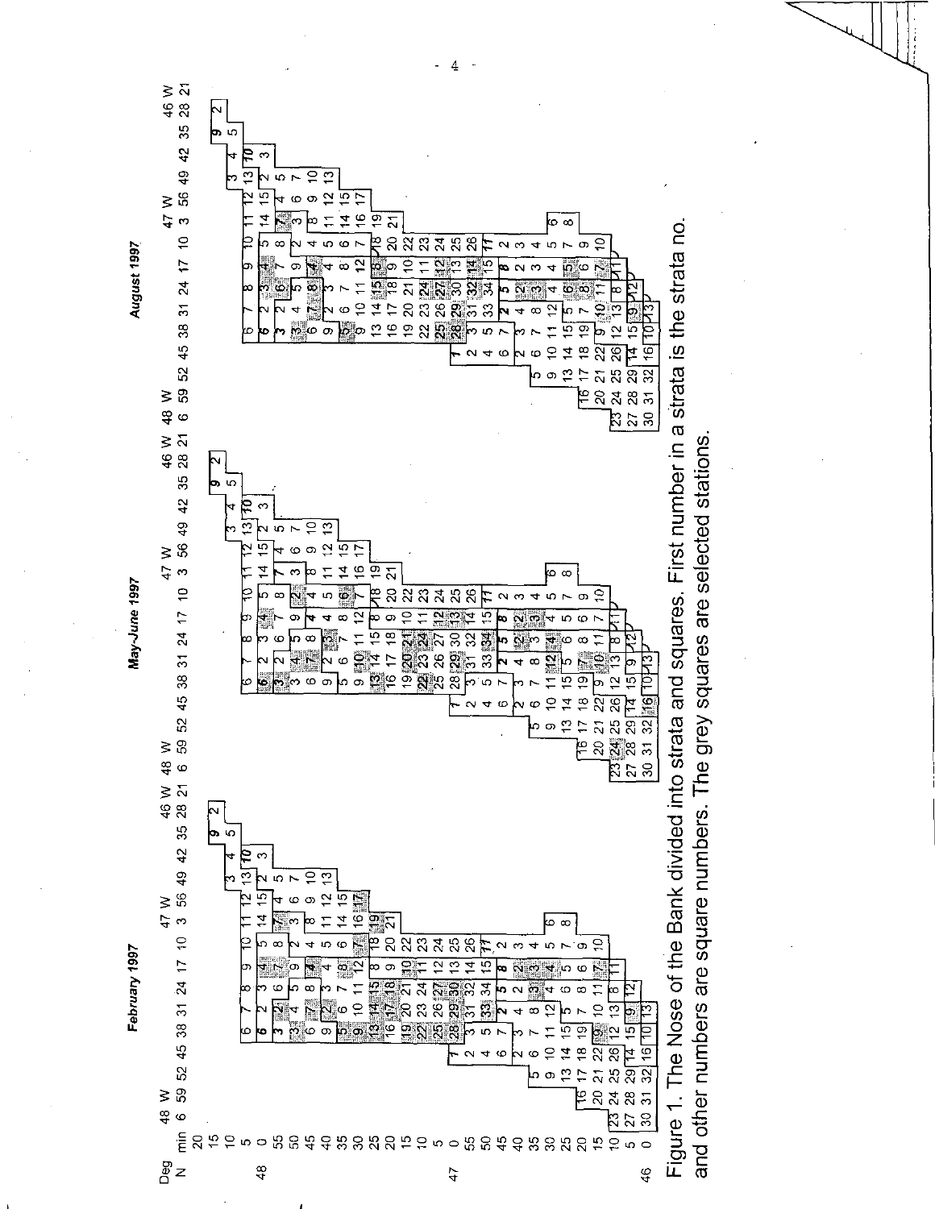Figure 1. The Nose of the Bank divided into strata and squares. First number in a strata is the strata no. and other numbers are square numbers. The grey squares are selected stations.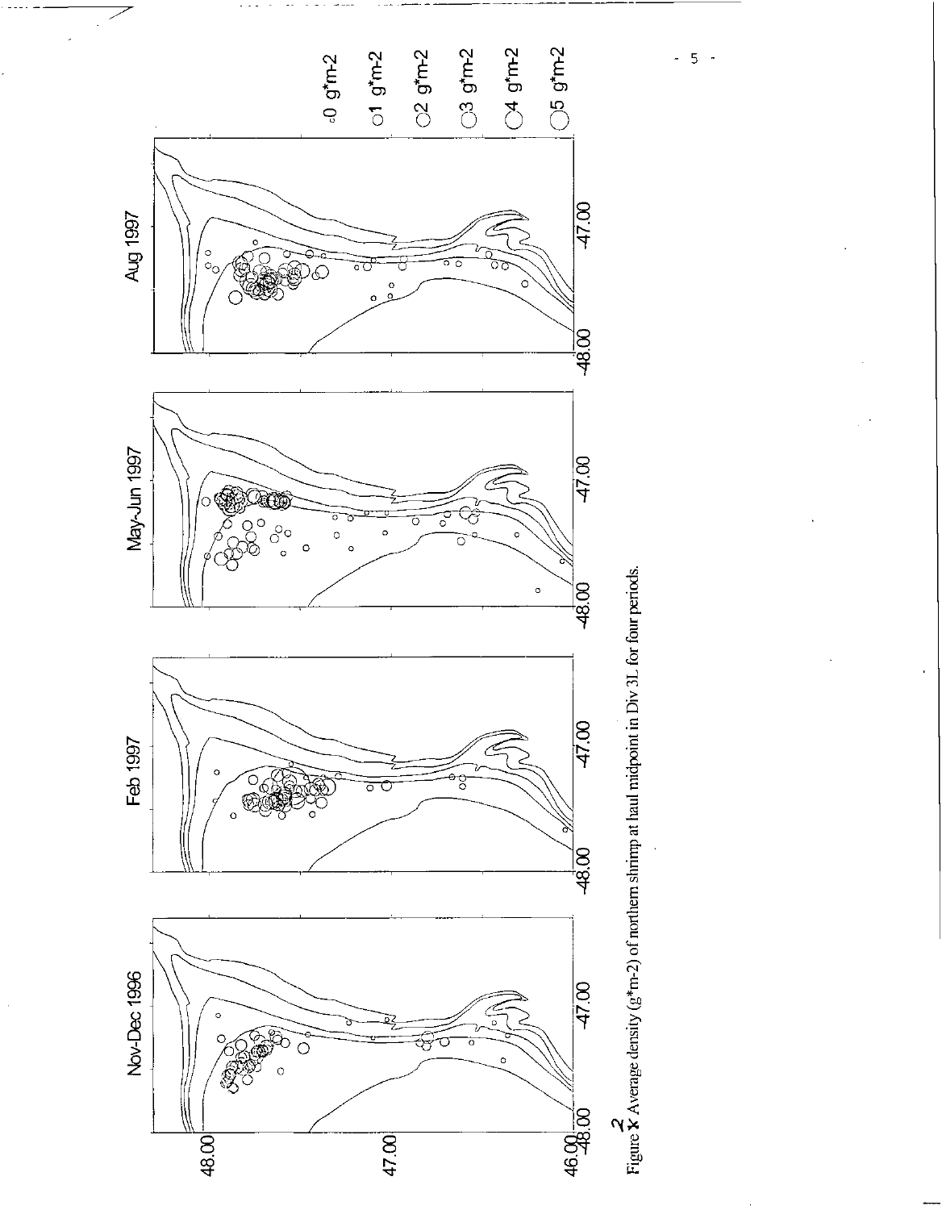Nov-Dec 1996

Feb 1997

May-Jun 1997

Aug 1997

0 g*m-2
1 g*m-2
2 g*m-2
3 g*m-2
4 g*m-2
5 g*m-2

Figure 2 Average density (g*m-2) of northern shrimp at haul midpoint in Div 3L for four periods.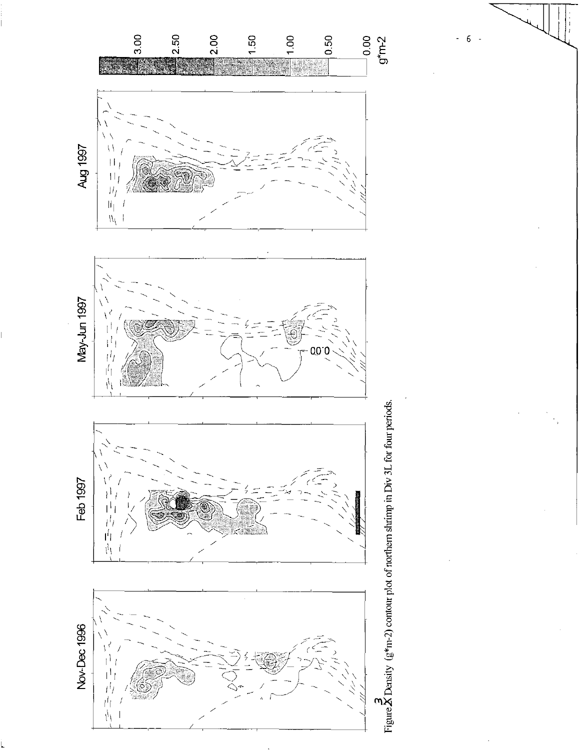Figure 3 Density (g*m-2) contour plot of northern shrimp in Div 3L for four periods.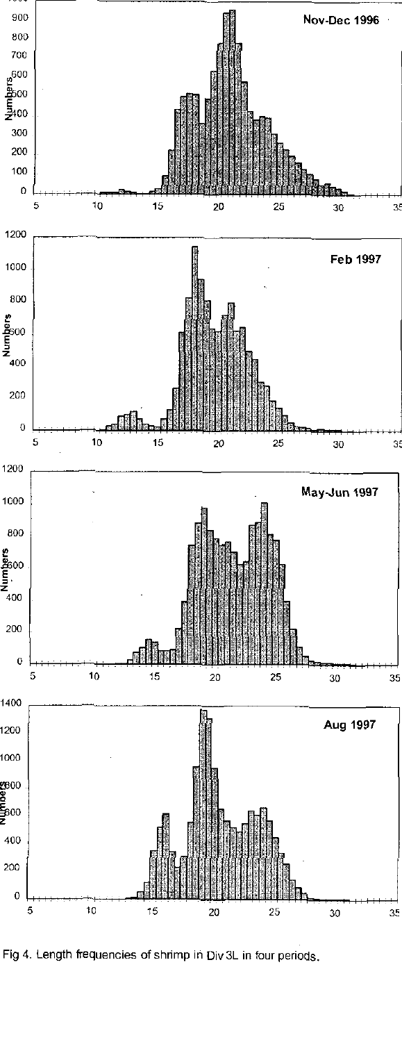Fig 4. Length frequencies of shrimp in Div 3L in four periods.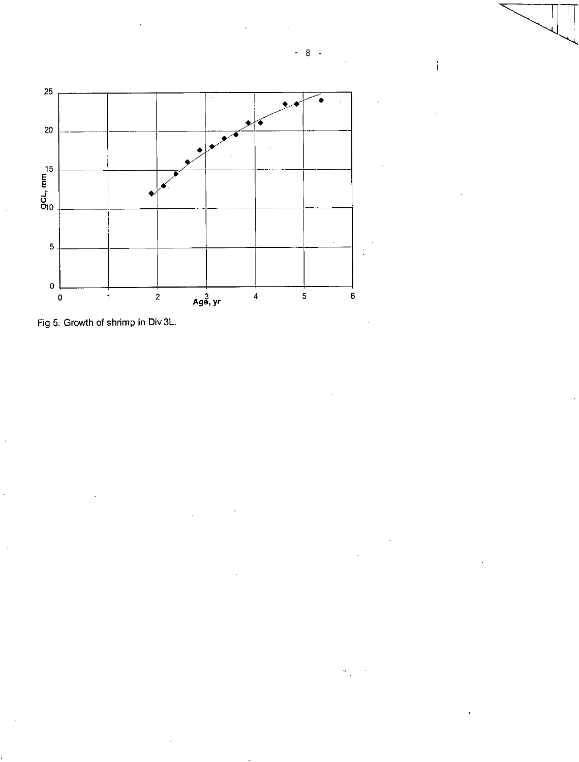25

20

15

QCL, mm

10

5

0

0 1 2 3 4 5 6

Age, yr

Fig 5. Growth of shrimp in Div 3L.